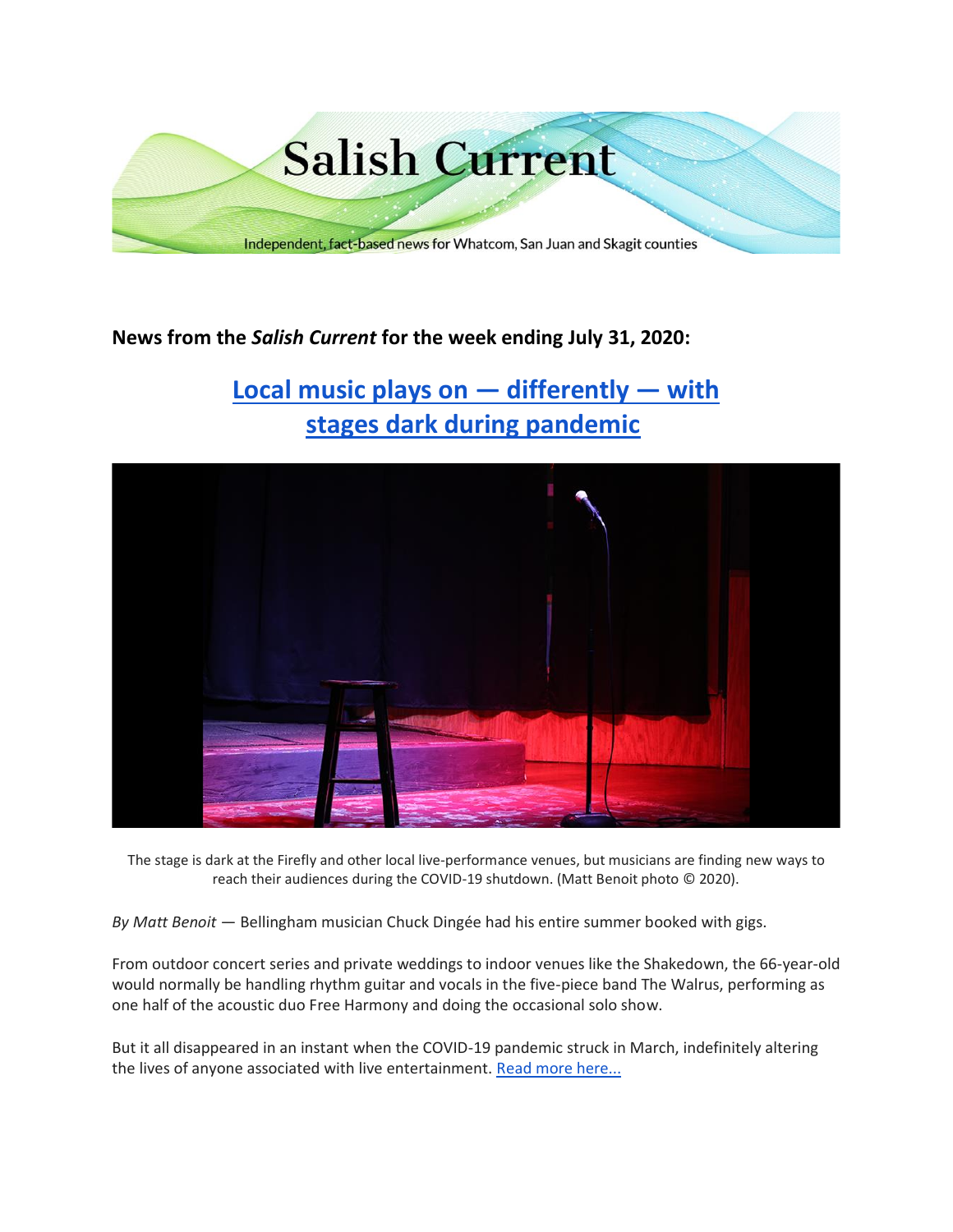# Salish Current

Independent, fact-based news for Whatcom, San Juan and Skagit counties

**News from the *Salish Current* for the week ending July 31, 2020:**

## Local music plays on — differently — with stages dark during pandemic

The stage is dark at the Firefly and other local live-performance venues, but musicians are finding new ways to reach their audiences during the COVID-19 shutdown. (Matt Benoit photo © 2020).

*By Matt Benoit* — Bellingham musician Chuck Dingée had his entire summer booked with gigs.

From outdoor concert series and private weddings to indoor venues like the Shakedown, the 66-year-old would normally be handling rhythm guitar and vocals in the five-piece band The Walrus, performing as one half of the acoustic duo Free Harmony and doing the occasional solo show.

But it all disappeared in an instant when the COVID-19 pandemic struck in March, indefinitely altering the lives of anyone associated with live entertainment. Read more here...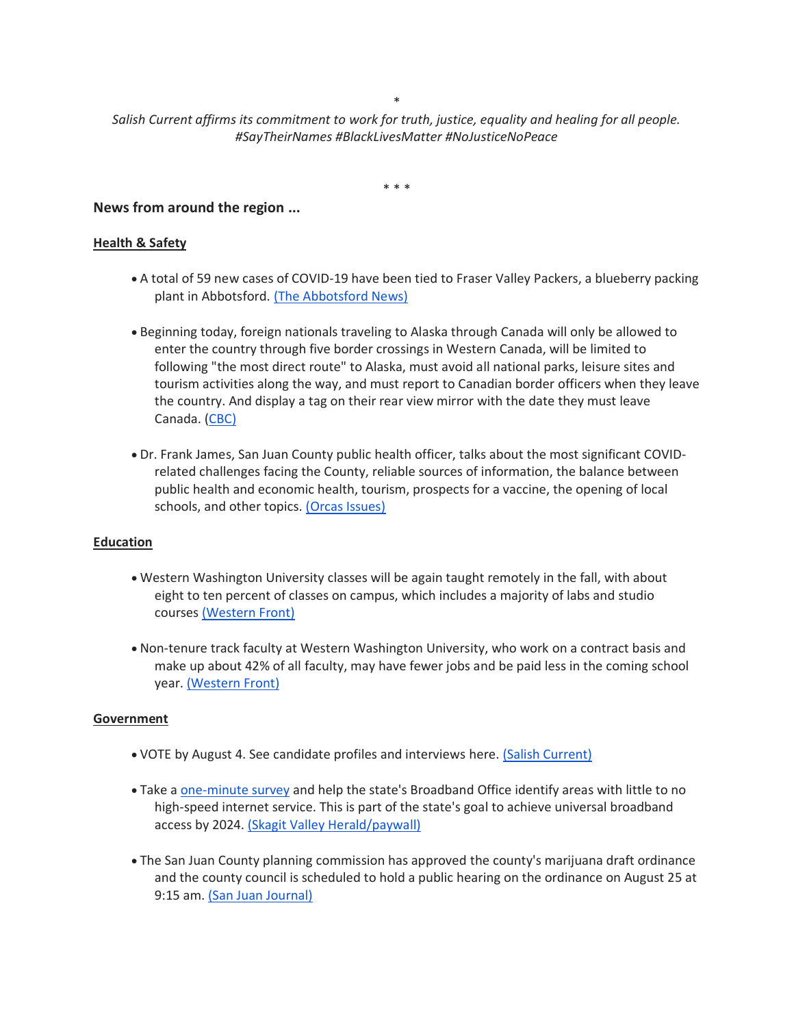*

*Salish Current affirms its commitment to work for truth, justice, equality and healing for all people. #SayTheirNames #BlackLivesMatter #NoJusticeNoPeace*

* * *

**News from around the region ...**

**Health & Safety**

- A total of 59 new cases of COVID-19 have been tied to Fraser Valley Packers, a blueberry packing plant in Abbotsford. (The Abbotsford News)

- Beginning today, foreign nationals traveling to Alaska through Canada will only be allowed to enter the country through five border crossings in Western Canada, will be limited to following "the most direct route" to Alaska, must avoid all national parks, leisure sites and tourism activities along the way, and must report to Canadian border officers when they leave the country. And display a tag on their rear view mirror with the date they must leave Canada. (CBC)

- Dr. Frank James, San Juan County public health officer, talks about the most significant COVID-related challenges facing the County, reliable sources of information, the balance between public health and economic health, tourism, prospects for a vaccine, the opening of local schools, and other topics. (Orcas Issues)

**Education**

- Western Washington University classes will be again taught remotely in the fall, with about eight to ten percent of classes on campus, which includes a majority of labs and studio courses (Western Front)

- Non-tenure track faculty at Western Washington University, who work on a contract basis and make up about 42% of all faculty, may have fewer jobs and be paid less in the coming school year. (Western Front)

**Government**

- VOTE by August 4. See candidate profiles and interviews here. (Salish Current)

- Take a one-minute survey and help the state's Broadband Office identify areas with little to no high-speed internet service. This is part of the state's goal to achieve universal broadband access by 2024. (Skagit Valley Herald/paywall)

- The San Juan County planning commission has approved the county's marijuana draft ordinance and the county council is scheduled to hold a public hearing on the ordinance on August 25 at 9:15 am. (San Juan Journal)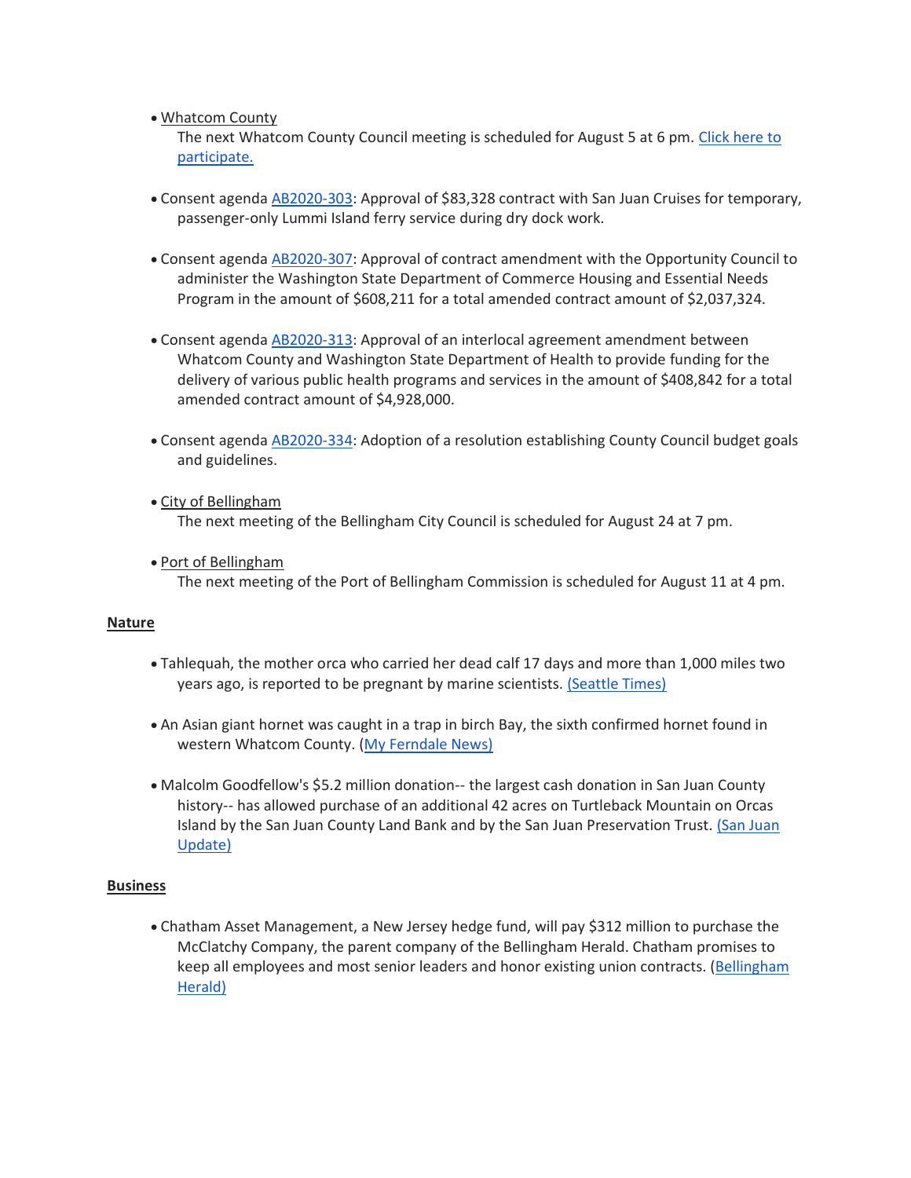- Whatcom County

  The next Whatcom County Council meeting is scheduled for August 5 at 6 pm. Click here to participate.

- Consent agenda AB2020-303: Approval of $83,328 contract with San Juan Cruises for temporary, passenger-only Lummi Island ferry service during dry dock work.

- Consent agenda AB2020-307: Approval of contract amendment with the Opportunity Council to administer the Washington State Department of Commerce Housing and Essential Needs Program in the amount of $608,211 for a total amended contract amount of $2,037,324.

- Consent agenda AB2020-313: Approval of an interlocal agreement amendment between Whatcom County and Washington State Department of Health to provide funding for the delivery of various public health programs and services in the amount of $408,842 for a total amended contract amount of $4,928,000.

- Consent agenda AB2020-334: Adoption of a resolution establishing County Council budget goals and guidelines.

- City of Bellingham

  The next meeting of the Bellingham City Council is scheduled for August 24 at 7 pm.

- Port of Bellingham

  The next meeting of the Port of Bellingham Commission is scheduled for August 11 at 4 pm.

**Nature**

- Tahlequah, the mother orca who carried her dead calf 17 days and more than 1,000 miles two years ago, is reported to be pregnant by marine scientists. (Seattle Times)

- An Asian giant hornet was caught in a trap in birch Bay, the sixth confirmed hornet found in western Whatcom County. (My Ferndale News)

- Malcolm Goodfellow's $5.2 million donation-- the largest cash donation in San Juan County history-- has allowed purchase of an additional 42 acres on Turtleback Mountain on Orcas Island by the San Juan County Land Bank and by the San Juan Preservation Trust. (San Juan Update)

**Business**

- Chatham Asset Management, a New Jersey hedge fund, will pay $312 million to purchase the McClatchy Company, the parent company of the Bellingham Herald. Chatham promises to keep all employees and most senior leaders and honor existing union contracts. (Bellingham Herald)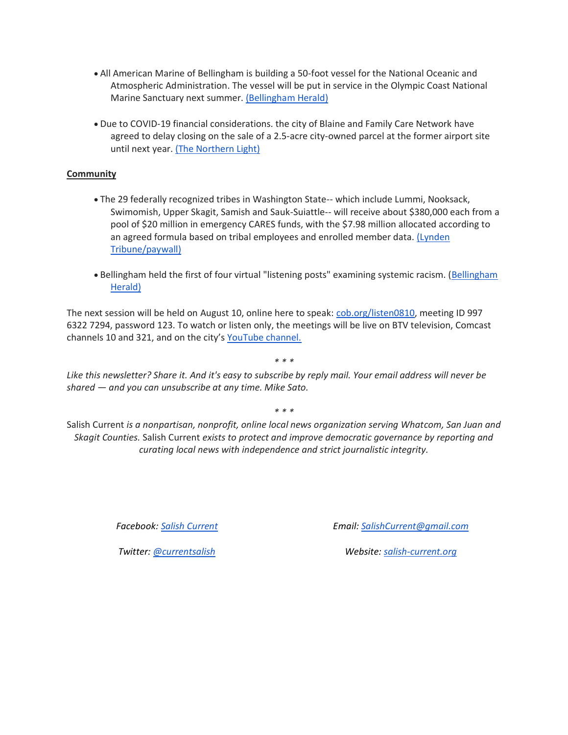- All American Marine of Bellingham is building a 50-foot vessel for the National Oceanic and Atmospheric Administration. The vessel will be put in service in the Olympic Coast National Marine Sanctuary next summer. (Bellingham Herald)

- Due to COVID-19 financial considerations. the city of Blaine and Family Care Network have agreed to delay closing on the sale of a 2.5-acre city-owned parcel at the former airport site until next year. (The Northern Light)

**Community**

- The 29 federally recognized tribes in Washington State-- which include Lummi, Nooksack, Swimomish, Upper Skagit, Samish and Sauk-Suiattle-- will receive about $380,000 each from a pool of $20 million in emergency CARES funds, with the $7.98 million allocated according to an agreed formula based on tribal employees and enrolled member data. (Lynden Tribune/paywall)

- Bellingham held the first of four virtual "listening posts" examining systemic racism. (Bellingham Herald)

The next session will be held on August 10, online here to speak: cob.org/listen0810, meeting ID 997 6322 7294, password 123. To watch or listen only, the meetings will be live on BTV television, Comcast channels 10 and 321, and on the city's YouTube channel.

\* \* \*

*Like this newsletter? Share it. And it's easy to subscribe by reply mail. Your email address will never be shared — and you can unsubscribe at any time. Mike Sato.*

\* \* \*

Salish Current *is a nonpartisan, nonprofit, online local news organization serving Whatcom, San Juan and Skagit Counties.* Salish Current *exists to protect and improve democratic governance by reporting and curating local news with independence and strict journalistic integrity.*

*Facebook: Salish Current*

*Email: SalishCurrent@gmail.com*

*Twitter: @currentsalish*

*Website: salish-current.org*